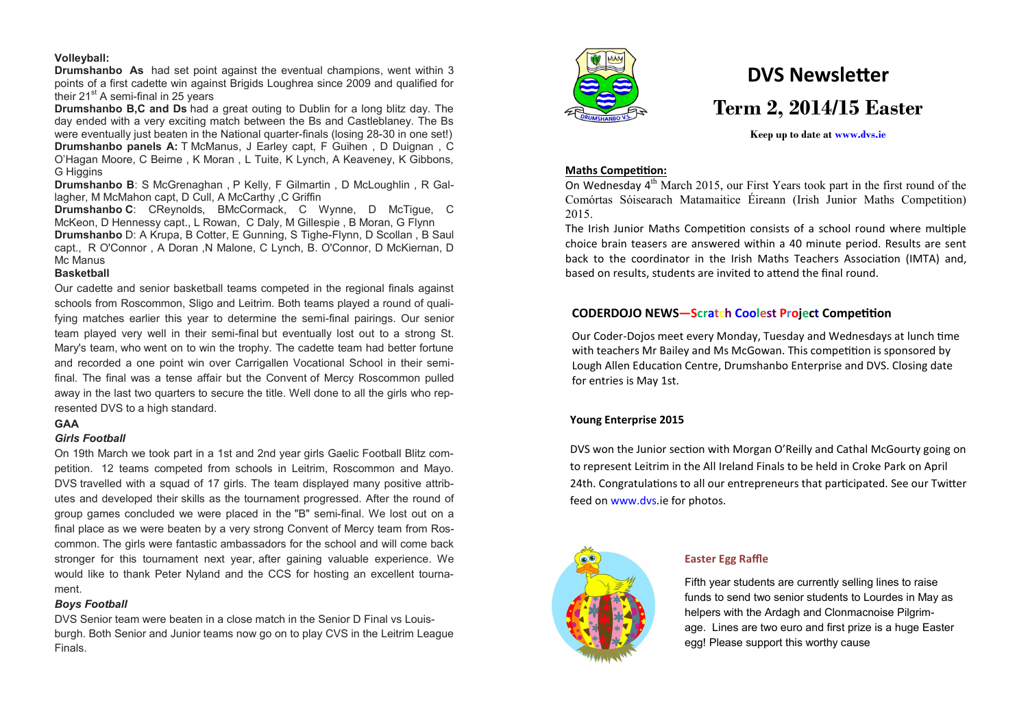**Volleyball:**

**Drumshanbo As** had set point against the eventual champions, went within 3 points of a first cadette win against Brigids Loughrea since 2009 and qualified for their 21st A semi-final in 25 years

**Drumshanbo B,C and Ds** had a great outing to Dublin for a long blitz day. The day ended with a very exciting match between the Bs and Castleblaney. The Bs were eventually just beaten in the National quarter-finals (losing 28-30 in one set!)

**Drumshanbo panels A:** T McManus, J Earley capt, F Guihen , D Duignan , C O'Hagan Moore, C Beirne , K Moran , L Tuite, K Lynch, A Keaveney, K Gibbons, G Higgins

**Drumshanbo B**: S McGrenaghan , P Kelly, F Gilmartin , D McLoughlin , R Gallagher, M McMahon capt, D Cull, A McCarthy ,C Griffin

**Drumshanbo C**: CReynolds, BMcCormack, C Wynne, D McTigue, C McKeon, D Hennessy capt., L Rowan, C Daly, M Gillespie , B Moran, G Flynn

**Drumshanbo** D: A Krupa, B Cotter, E Gunning, S Tighe-Flynn, D Scollan , B Saul capt., R O'Connor , A Doran ,N Malone, C Lynch, B. O'Connor, D McKiernan, D Mc Manus

**Basketball**

Our cadette and senior basketball teams competed in the regional finals against schools from Roscommon, Sligo and Leitrim. Both teams played a round of qualifying matches earlier this year to determine the semi-final pairings. Our senior team played very well in their semi-final but eventually lost out to a strong St. Mary's team, who went on to win the trophy. The cadette team had better fortune and recorded a one point win over Carrigallen Vocational School in their semi-final. The final was a tense affair but the Convent of Mercy Roscommon pulled away in the last two quarters to secure the title. Well done to all the girls who represented DVS to a high standard.

**GAA**

***Girls Football***

On 19th March we took part in a 1st and 2nd year girls Gaelic Football Blitz competition. 12 teams competed from schools in Leitrim, Roscommon and Mayo. DVS travelled with a squad of 17 girls. The team displayed many positive attributes and developed their skills as the tournament progressed. After the round of group games concluded we were placed in the "B" semi-final. We lost out on a final place as we were beaten by a very strong Convent of Mercy team from Roscommon. The girls were fantastic ambassadors for the school and will come back stronger for this tournament next year, after gaining valuable experience. We would like to thank Peter Nyland and the CCS for hosting an excellent tournament.

***Boys Football***

DVS Senior team were beaten in a close match in the Senior D Final vs Louisburgh. Both Senior and Junior teams now go on to play CVS in the Leitrim League Finals.

# DVS Newsletter

# Term 2, 2014/15 Easter

**Keep up to date at www.dvs.ie**

**Maths Competition:**

On Wednesday 4th March 2015, our First Years took part in the first round of the Comórtas Sóisearach Matamaitice Éireann (Irish Junior Maths Competition) 2015.

The Irish Junior Maths Competition consists of a school round where multiple choice brain teasers are answered within a 40 minute period. Results are sent back to the coordinator in the Irish Maths Teachers Association (IMTA) and, based on results, students are invited to attend the final round.

**CODERDOJO NEWS—Scratch Coolest Project Competition**

Our Coder-Dojos meet every Monday, Tuesday and Wednesdays at lunch time with teachers Mr Bailey and Ms McGowan. This competition is sponsored by Lough Allen Education Centre, Drumshanbo Enterprise and DVS. Closing date for entries is May 1st.

**Young Enterprise 2015**

DVS won the Junior section with Morgan O'Reilly and Cathal McGourty going on to represent Leitrim in the All Ireland Finals to be held in Croke Park on April 24th. Congratulations to all our entrepreneurs that participated. See our Twitter feed on www.dvs.ie for photos.

**Easter Egg Raffle**

Fifth year students are currently selling lines to raise funds to send two senior students to Lourdes in May as helpers with the Ardagh and Clonmacnoise Pilgrimage. Lines are two euro and first prize is a huge Easter egg! Please support this worthy cause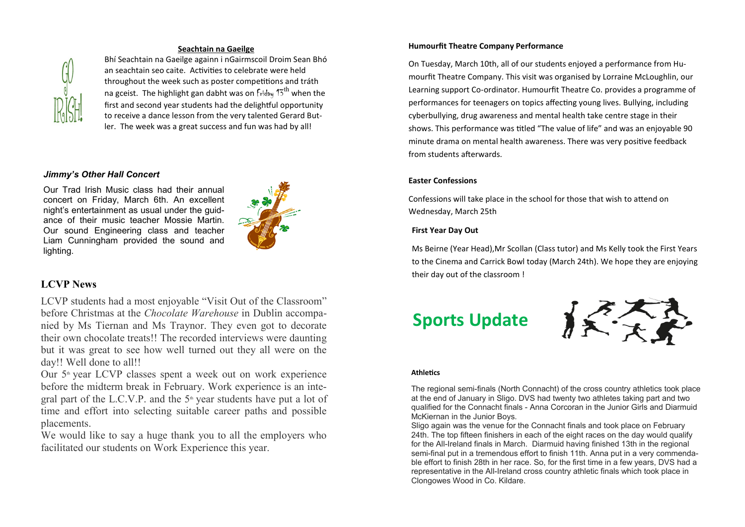## Seachtain na Gaeilge

Bhí Seachtain na Gaeilge againn i nGairmscoil Droim Sean Bhó an seachtain seo caite. Activities to celebrate were held throughout the week such as poster competitions and tráth na gceist. The highlight gan dabht was on Friday 13th when the first and second year students had the delightful opportunity to receive a dance lesson from the very talented Gerard Butler. The week was a great success and fun was had by all!

### *Jimmy's Other Hall Concert*

Our Trad Irish Music class had their annual concert on Friday, March 6th. An excellent night's entertainment as usual under the guidance of their music teacher Mossie Martin. Our sound Engineering class and teacher Liam Cunningham provided the sound and lighting.

## LCVP News

LCVP students had a most enjoyable "Visit Out of the Classroom" before Christmas at the *Chocolate Warehouse* in Dublin accompanied by Ms Tiernan and Ms Traynor. They even got to decorate their own chocolate treats!! The recorded interviews were daunting but it was great to see how well turned out they all were on the day!! Well done to all!!

Our 5th year LCVP classes spent a week out on work experience before the midterm break in February. Work experience is an integral part of the L.C.V.P. and the 5th year students have put a lot of time and effort into selecting suitable career paths and possible placements.

We would like to say a huge thank you to all the employers who facilitated our students on Work Experience this year.

### Humourfit Theatre Company Performance

On Tuesday, March 10th, all of our students enjoyed a performance from Humourfit Theatre Company. This visit was organised by Lorraine McLoughlin, our Learning support Co-ordinator. Humourfit Theatre Co. provides a programme of performances for teenagers on topics affecting young lives. Bullying, including cyberbullying, drug awareness and mental health take centre stage in their shows. This performance was titled "The value of life" and was an enjoyable 90 minute drama on mental health awareness. There was very positive feedback from students afterwards.

### Easter Confessions

Confessions will take place in the school for those that wish to attend on Wednesday, March 25th

### First Year Day Out

Ms Beirne (Year Head),Mr Scollan (Class tutor) and Ms Kelly took the First Years to the Cinema and Carrick Bowl today (March 24th). We hope they are enjoying their day out of the classroom !

## Sports Update

### Athletics

The regional semi-finals (North Connacht) of the cross country athletics took place at the end of January in Sligo. DVS had twenty two athletes taking part and two qualified for the Connacht finals - Anna Corcoran in the Junior Girls and Diarmuid McKiernan in the Junior Boys.

Sligo again was the venue for the Connacht finals and took place on February 24th. The top fifteen finishers in each of the eight races on the day would qualify for the All-Ireland finals in March. Diarmuid having finished 13th in the regional semi-final put in a tremendous effort to finish 11th. Anna put in a very commendable effort to finish 28th in her race. So, for the first time in a few years, DVS had a representative in the All-Ireland cross country athletic finals which took place in Clongowes Wood in Co. Kildare.